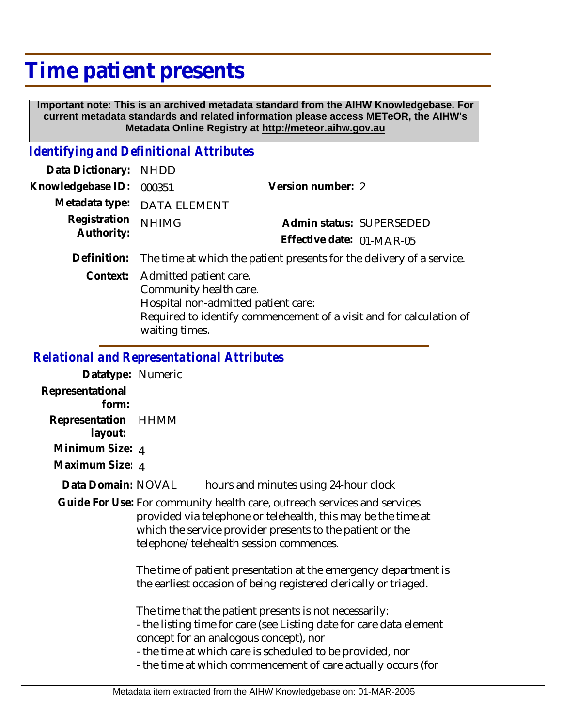# Time patient presents

**Important note: This is an archived metadata standard from the AIHW Knowledgebase. For current metadata standards and related information please access METeOR, the AIHW's Metadata Online Registry at http://meteor.aihw.gov.au**

## *Identifying and Definitional Attributes*

**Data Dictionary:** NHDD

**Knowledgebase ID:** 000351

**Version number:** 2

**Metadata type:** DATA ELEMENT

**Registration Authority:** NHIMG

**Admin status:** SUPERSEDED

**Effective date:** 01-MAR-05

**Definition:** The time at which the patient presents for the delivery of a service.

**Context:** Admitted patient care.
Community health care.
Hospital non-admitted patient care:
Required to identify commencement of a visit and for calculation of waiting times.

## *Relational and Representational Attributes*

**Datatype:** Numeric

**Representational form:**

**Representation layout:** HHMM

**Minimum Size:** 4

**Maximum Size:** 4

**Data Domain:** NOVAL hours and minutes using 24-hour clock

**Guide For Use:** For community health care, outreach services and services provided via telephone or telehealth, this may be the time at which the service provider presents to the patient or the telephone/telehealth session commences.

The time of patient presentation at the emergency department is the earliest occasion of being registered clerically or triaged.

The time that the patient presents is not necessarily:
- the listing time for care (see Listing date for care data element concept for an analogous concept), nor
- the time at which care is scheduled to be provided, nor
- the time at which commencement of care actually occurs (for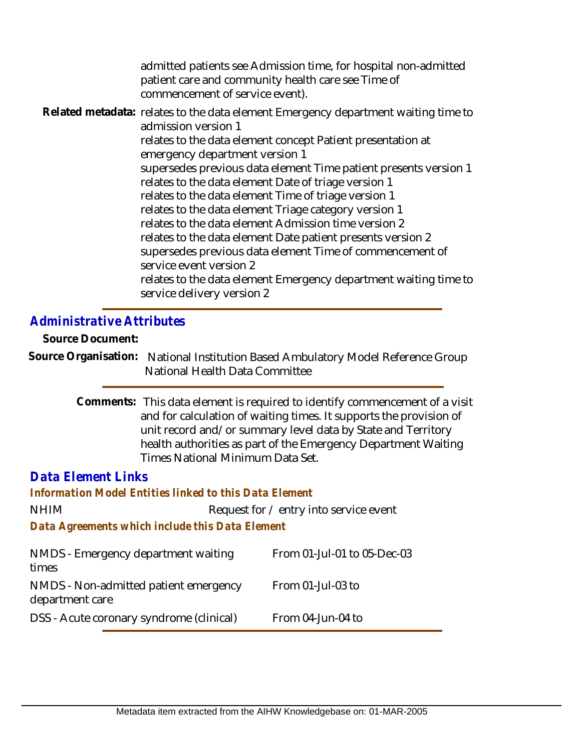admitted patients see Admission time, for hospital non-admitted patient care and community health care see Time of commencement of service event).

**Related metadata:** relates to the data element Emergency department waiting time to admission version 1
relates to the data element concept Patient presentation at emergency department version 1
supersedes previous data element Time patient presents version 1
relates to the data element Date of triage version 1
relates to the data element Time of triage version 1
relates to the data element Triage category version 1
relates to the data element Admission time version 2
relates to the data element Date patient presents version 2
supersedes previous data element Time of commencement of service event version 2
relates to the data element Emergency department waiting time to service delivery version 2

## Administrative Attributes

**Source Document:**

**Source Organisation:** National Institution Based Ambulatory Model Reference Group
National Health Data Committee

**Comments:** This data element is required to identify commencement of a visit and for calculation of waiting times. It supports the provision of unit record and/or summary level data by State and Territory health authorities as part of the Emergency Department Waiting Times National Minimum Data Set.

## Data Element Links

### Information Model Entities linked to this Data Element

| | |
|---|---|
| NHIM | Request for / entry into service event |

### Data Agreements which include this Data Element

| | |
|---|---|
| NMDS - Emergency department waiting times | From 01-Jul-01 to 05-Dec-03 |
| NMDS - Non-admitted patient emergency department care | From 01-Jul-03 to |
| DSS - Acute coronary syndrome (clinical) | From 04-Jun-04 to |